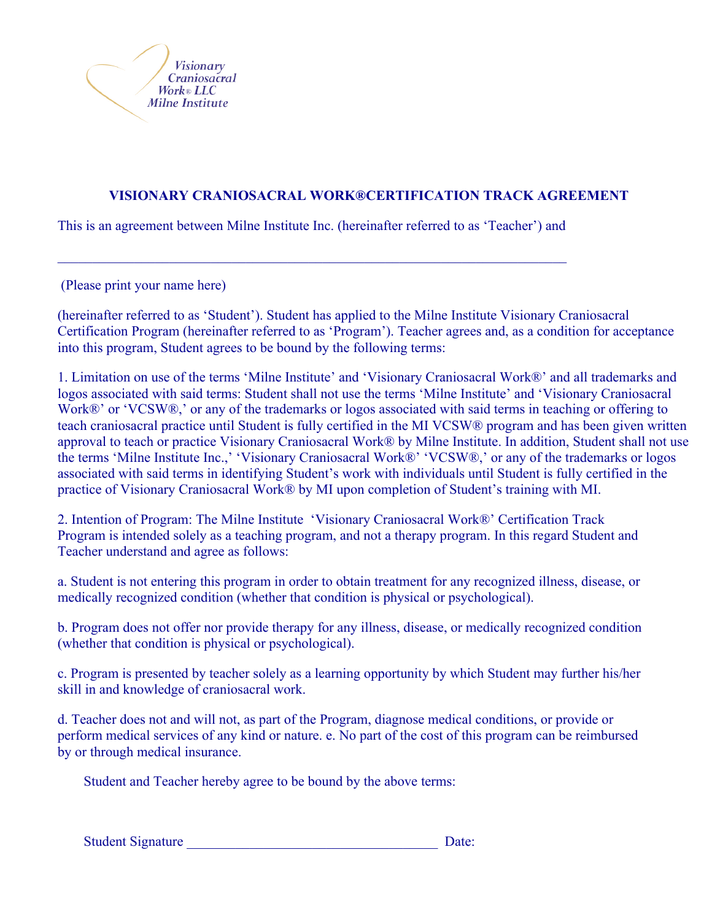Visionary
Craniosacral
Work® LLC
Milne Institute

## VISIONARY CRANIOSACRAL WORK®CERTIFICATION TRACK AGREEMENT

This is an agreement between Milne Institute Inc. (hereinafter referred to as 'Teacher') and

_______________________________________________________________________

(Please print your name here)

(hereinafter referred to as 'Student'). Student has applied to the Milne Institute Visionary Craniosacral Certification Program (hereinafter referred to as 'Program'). Teacher agrees and, as a condition for acceptance into this program, Student agrees to be bound by the following terms:

1. Limitation on use of the terms 'Milne Institute' and 'Visionary Craniosacral Work®' and all trademarks and logos associated with said terms: Student shall not use the terms 'Milne Institute' and 'Visionary Craniosacral Work®' or 'VCSW®,' or any of the trademarks or logos associated with said terms in teaching or offering to teach craniosacral practice until Student is fully certified in the MI VCSW® program and has been given written approval to teach or practice Visionary Craniosacral Work® by Milne Institute. In addition, Student shall not use the terms 'Milne Institute Inc.,' 'Visionary Craniosacral Work®' 'VCSW®,' or any of the trademarks or logos associated with said terms in identifying Student's work with individuals until Student is fully certified in the practice of Visionary Craniosacral Work® by MI upon completion of Student's training with MI.

2. Intention of Program: The Milne Institute 'Visionary Craniosacral Work®' Certification Track Program is intended solely as a teaching program, and not a therapy program. In this regard Student and Teacher understand and agree as follows:

a. Student is not entering this program in order to obtain treatment for any recognized illness, disease, or medically recognized condition (whether that condition is physical or psychological).

b. Program does not offer nor provide therapy for any illness, disease, or medically recognized condition (whether that condition is physical or psychological).

c. Program is presented by teacher solely as a learning opportunity by which Student may further his/her skill in and knowledge of craniosacral work.

d. Teacher does not and will not, as part of the Program, diagnose medical conditions, or provide or perform medical services of any kind or nature. e. No part of the cost of this program can be reimbursed by or through medical insurance.

Student and Teacher hereby agree to be bound by the above terms:

Student Signature ____________________________________ Date: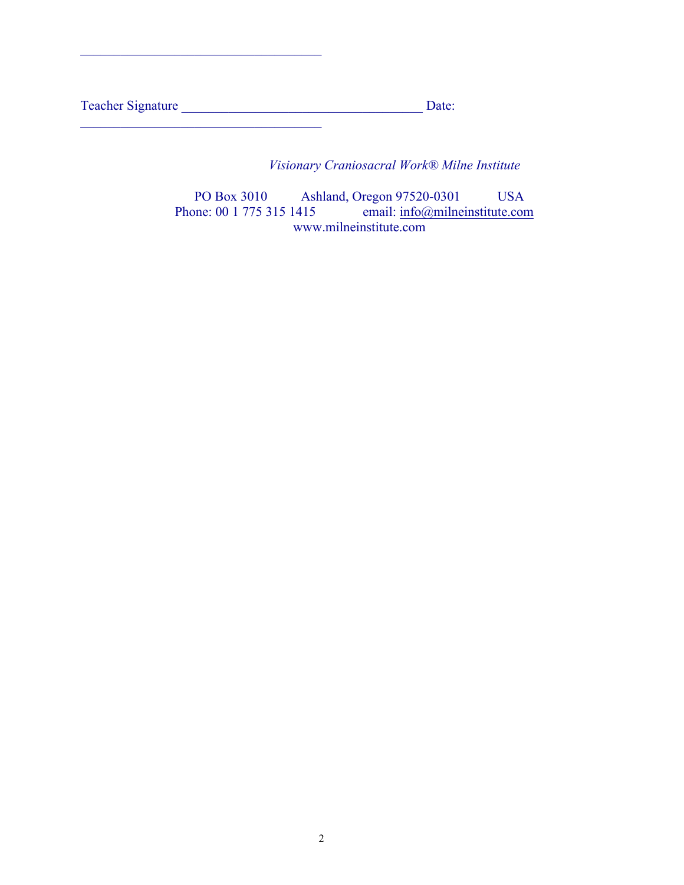____________________________________

Teacher Signature ____________________________________ Date:
____________________________________

*Visionary Craniosacral Work® Milne Institute*

PO Box 3010 Ashland, Oregon 97520-0301 USA
Phone: 00 1 775 315 1415 email: info@milneinstitute.com
www.milneinstitute.com